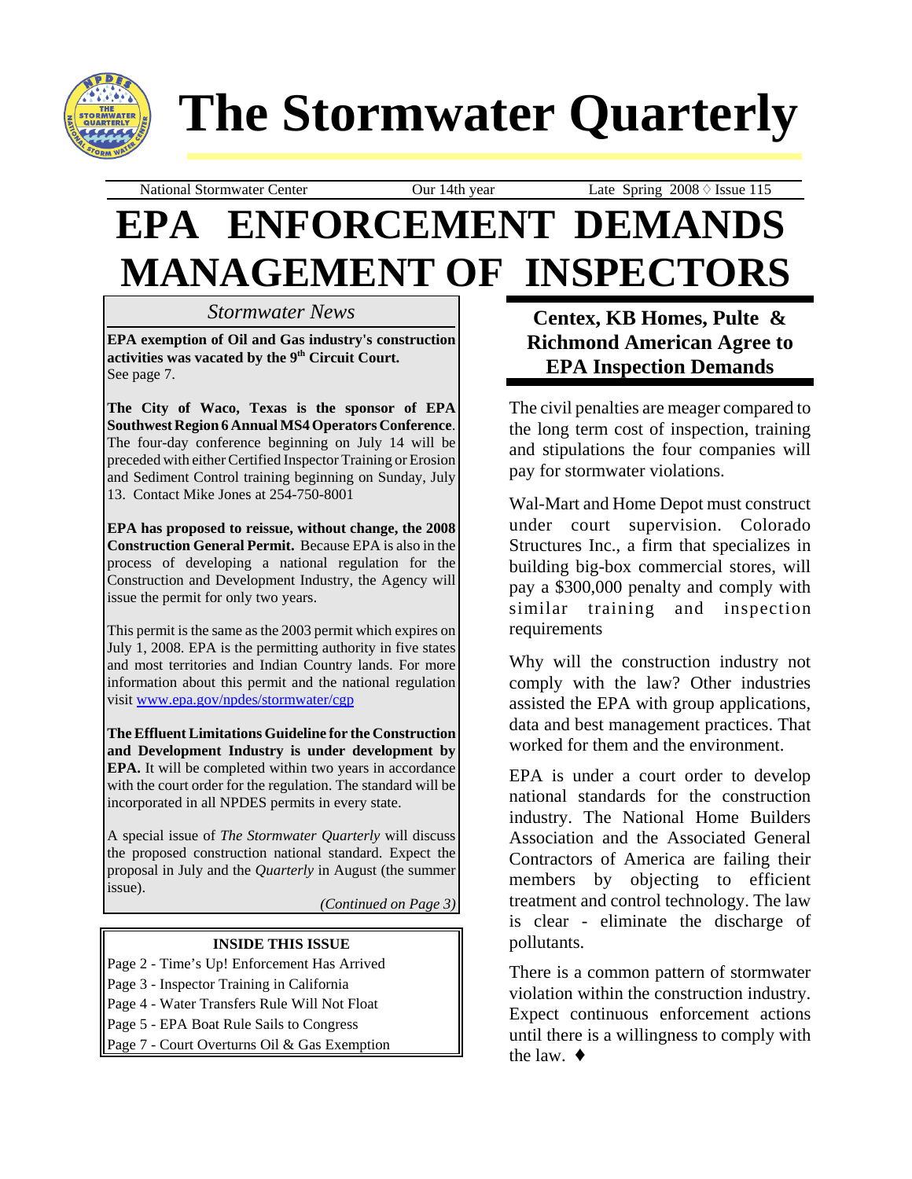# The Stormwater Quarterly

National Stormwater Center | Our 14th year | Late Spring 2008 ◊ Issue 115

# EPA ENFORCEMENT DEMANDS MANAGEMENT OF INSPECTORS

## *Stormwater News*

**EPA exemption of Oil and Gas industry's construction activities was vacated by the 9th Circuit Court.** See page 7.

**The City of Waco, Texas is the sponsor of EPA Southwest Region 6 Annual MS4 Operators Conference**. The four-day conference beginning on July 14 will be preceded with either Certified Inspector Training or Erosion and Sediment Control training beginning on Sunday, July 13. Contact Mike Jones at 254-750-8001

**EPA has proposed to reissue, without change, the 2008 Construction General Permit.** Because EPA is also in the process of developing a national regulation for the Construction and Development Industry, the Agency will issue the permit for only two years.

This permit is the same as the 2003 permit which expires on July 1, 2008. EPA is the permitting authority in five states and most territories and Indian Country lands. For more information about this permit and the national regulation visit www.epa.gov/npdes/stormwater/cgp

**The Effluent Limitations Guideline for the Construction and Development Industry is under development by EPA.** It will be completed within two years in accordance with the court order for the regulation. The standard will be incorporated in all NPDES permits in every state.

A special issue of *The Stormwater Quarterly* will discuss the proposed construction national standard. Expect the proposal in July and the *Quarterly* in August (the summer issue).

*(Continued on Page 3)*

**INSIDE THIS ISSUE**

- Page 2 - Time's Up! Enforcement Has Arrived
- Page 3 - Inspector Training in California
- Page 4 - Water Transfers Rule Will Not Float
- Page 5 - EPA Boat Rule Sails to Congress
- Page 7 - Court Overturns Oil & Gas Exemption

## Centex, KB Homes, Pulte & Richmond American Agree to EPA Inspection Demands

The civil penalties are meager compared to the long term cost of inspection, training and stipulations the four companies will pay for stormwater violations.

Wal-Mart and Home Depot must construct under court supervision. Colorado Structures Inc., a firm that specializes in building big-box commercial stores, will pay a $300,000 penalty and comply with similar training and inspection requirements

Why will the construction industry not comply with the law? Other industries assisted the EPA with group applications, data and best management practices. That worked for them and the environment.

EPA is under a court order to develop national standards for the construction industry. The National Home Builders Association and the Associated General Contractors of America are failing their members by objecting to efficient treatment and control technology. The law is clear - eliminate the discharge of pollutants.

There is a common pattern of stormwater violation within the construction industry. Expect continuous enforcement actions until there is a willingness to comply with the law. ♦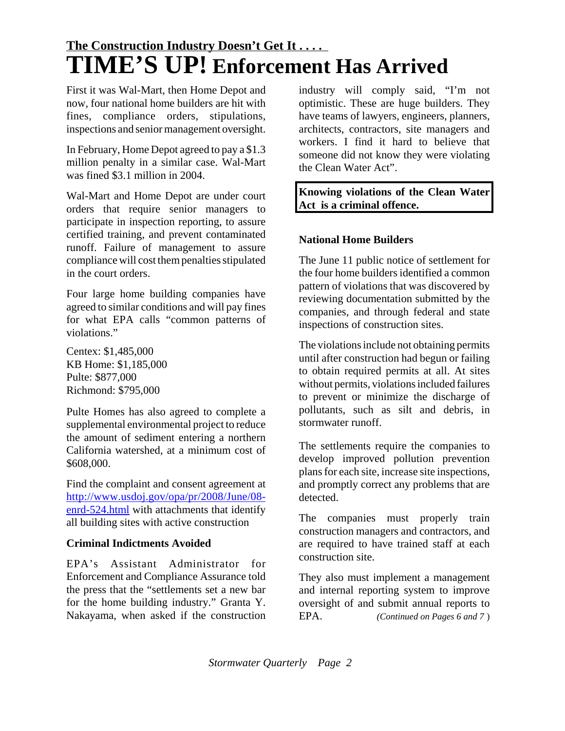**The Construction Industry Doesn't Get It . . . .**

# TIME'S UP! Enforcement Has Arrived

First it was Wal-Mart, then Home Depot and now, four national home builders are hit with fines, compliance orders, stipulations, inspections and senior management oversight.

In February, Home Depot agreed to pay a $1.3 million penalty in a similar case. Wal-Mart was fined $3.1 million in 2004.

Wal-Mart and Home Depot are under court orders that require senior managers to participate in inspection reporting, to assure certified training, and prevent contaminated runoff. Failure of management to assure compliance will cost them penalties stipulated in the court orders.

Four large home building companies have agreed to similar conditions and will pay fines for what EPA calls "common patterns of violations."

Centex: $1,485,000
KB Home: $1,185,000
Pulte: $877,000
Richmond: $795,000

Pulte Homes has also agreed to complete a supplemental environmental project to reduce the amount of sediment entering a northern California watershed, at a minimum cost of $608,000.

Find the complaint and consent agreement at http://www.usdoj.gov/opa/pr/2008/June/08-enrd-524.html with attachments that identify all building sites with active construction

### Criminal Indictments Avoided

EPA's Assistant Administrator for Enforcement and Compliance Assurance told the press that the "settlements set a new bar for the home building industry." Granta Y. Nakayama, when asked if the construction industry will comply said, "I'm not optimistic. These are huge builders. They have teams of lawyers, engineers, planners, architects, contractors, site managers and workers. I find it hard to believe that someone did not know they were violating the Clean Water Act".

**Knowing violations of the Clean Water Act is a criminal offence.**

### National Home Builders

The June 11 public notice of settlement for the four home builders identified a common pattern of violations that was discovered by reviewing documentation submitted by the companies, and through federal and state inspections of construction sites.

The violations include not obtaining permits until after construction had begun or failing to obtain required permits at all. At sites without permits, violations included failures to prevent or minimize the discharge of pollutants, such as silt and debris, in stormwater runoff.

The settlements require the companies to develop improved pollution prevention plans for each site, increase site inspections, and promptly correct any problems that are detected.

The companies must properly train construction managers and contractors, and are required to have trained staff at each construction site.

They also must implement a management and internal reporting system to improve oversight of and submit annual reports to EPA. *(Continued on Pages 6 and 7 )*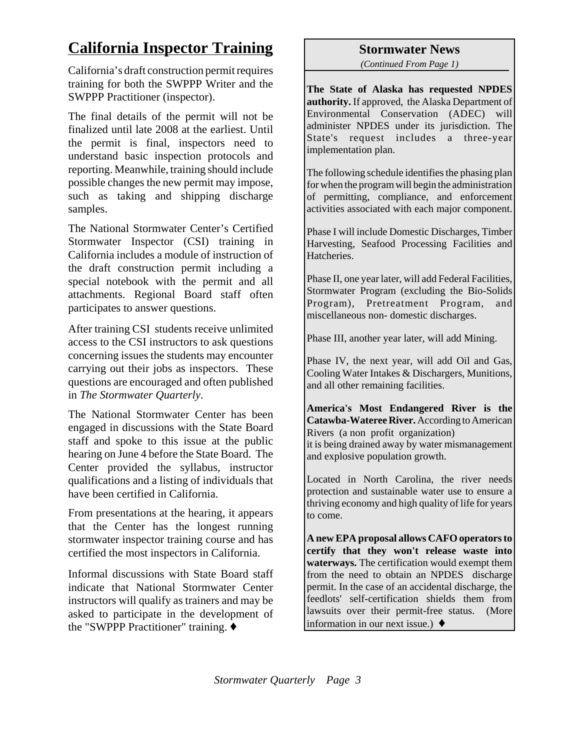# California Inspector Training

California's draft construction permit requires training for both the SWPPP Writer and the SWPPP Practitioner (inspector).

The final details of the permit will not be finalized until late 2008 at the earliest. Until the permit is final, inspectors need to understand basic inspection protocols and reporting. Meanwhile, training should include possible changes the new permit may impose, such as taking and shipping discharge samples.

The National Stormwater Center's Certified Stormwater Inspector (CSI) training in California includes a module of instruction of the draft construction permit including a special notebook with the permit and all attachments. Regional Board staff often participates to answer questions.

After training CSI students receive unlimited access to the CSI instructors to ask questions concerning issues the students may encounter carrying out their jobs as inspectors. These questions are encouraged and often published in *The Stormwater Quarterly*.

The National Stormwater Center has been engaged in discussions with the State Board staff and spoke to this issue at the public hearing on June 4 before the State Board. The Center provided the syllabus, instructor qualifications and a listing of individuals that have been certified in California.

From presentations at the hearing, it appears that the Center has the longest running stormwater inspector training course and has certified the most inspectors in California.

Informal discussions with State Board staff indicate that National Stormwater Center instructors will qualify as trainers and may be asked to participate in the development of the "SWPPP Practitioner" training. ♦

## Stormwater News

*(Continued From Page 1)*

**The State of Alaska has requested NPDES authority.** If approved, the Alaska Department of Environmental Conservation (ADEC) will administer NPDES under its jurisdiction. The State's request includes a three-year implementation plan.

The following schedule identifies the phasing plan for when the program will begin the administration of permitting, compliance, and enforcement activities associated with each major component.

Phase I will include Domestic Discharges, Timber Harvesting, Seafood Processing Facilities and Hatcheries.

Phase II, one year later, will add Federal Facilities, Stormwater Program (excluding the Bio-Solids Program), Pretreatment Program, and miscellaneous non- domestic discharges.

Phase III, another year later, will add Mining.

Phase IV, the next year, will add Oil and Gas, Cooling Water Intakes & Dischargers, Munitions, and all other remaining facilities.

**America's Most Endangered River is the Catawba-Wateree River.** According to American Rivers (a non profit organization) it is being drained away by water mismanagement and explosive population growth.

Located in North Carolina, the river needs protection and sustainable water use to ensure a thriving economy and high quality of life for years to come.

**A new EPA proposal allows CAFO operators to certify that they won't release waste into waterways.** The certification would exempt them from the need to obtain an NPDES discharge permit. In the case of an accidental discharge, the feedlots' self-certification shields them from lawsuits over their permit-free status. (More information in our next issue.) ♦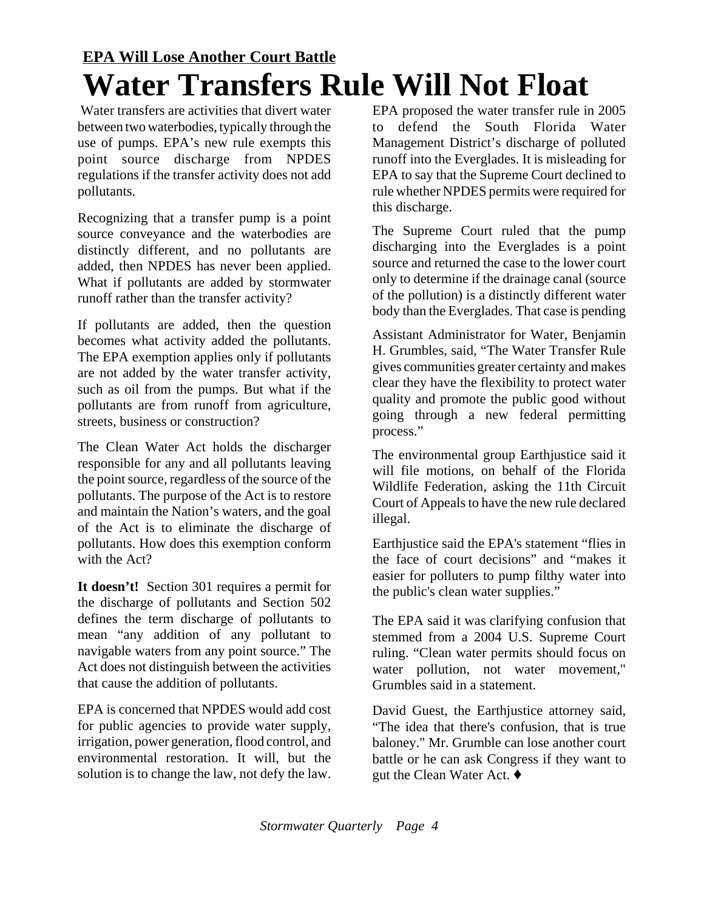**EPA Will Lose Another Court Battle**

# Water Transfers Rule Will Not Float

Water transfers are activities that divert water between two waterbodies, typically through the use of pumps. EPA's new rule exempts this point source discharge from NPDES regulations if the transfer activity does not add pollutants.

Recognizing that a transfer pump is a point source conveyance and the waterbodies are distinctly different, and no pollutants are added, then NPDES has never been applied. What if pollutants are added by stormwater runoff rather than the transfer activity?

If pollutants are added, then the question becomes what activity added the pollutants. The EPA exemption applies only if pollutants are not added by the water transfer activity, such as oil from the pumps. But what if the pollutants are from runoff from agriculture, streets, business or construction?

The Clean Water Act holds the discharger responsible for any and all pollutants leaving the point source, regardless of the source of the pollutants. The purpose of the Act is to restore and maintain the Nation's waters, and the goal of the Act is to eliminate the discharge of pollutants. How does this exemption conform with the Act?

**It doesn't!** Section 301 requires a permit for the discharge of pollutants and Section 502 defines the term discharge of pollutants to mean "any addition of any pollutant to navigable waters from any point source." The Act does not distinguish between the activities that cause the addition of pollutants.

EPA is concerned that NPDES would add cost for public agencies to provide water supply, irrigation, power generation, flood control, and environmental restoration. It will, but the solution is to change the law, not defy the law.

EPA proposed the water transfer rule in 2005 to defend the South Florida Water Management District's discharge of polluted runoff into the Everglades. It is misleading for EPA to say that the Supreme Court declined to rule whether NPDES permits were required for this discharge.

The Supreme Court ruled that the pump discharging into the Everglades is a point source and returned the case to the lower court only to determine if the drainage canal (source of the pollution) is a distinctly different water body than the Everglades. That case is pending

Assistant Administrator for Water, Benjamin H. Grumbles, said, "The Water Transfer Rule gives communities greater certainty and makes clear they have the flexibility to protect water quality and promote the public good without going through a new federal permitting process."

The environmental group Earthjustice said it will file motions, on behalf of the Florida Wildlife Federation, asking the 11th Circuit Court of Appeals to have the new rule declared illegal.

Earthjustice said the EPA's statement "flies in the face of court decisions" and "makes it easier for polluters to pump filthy water into the public's clean water supplies."

The EPA said it was clarifying confusion that stemmed from a 2004 U.S. Supreme Court ruling. "Clean water permits should focus on water pollution, not water movement," Grumbles said in a statement.

David Guest, the Earthjustice attorney said, "The idea that there's confusion, that is true baloney." Mr. Grumble can lose another court battle or he can ask Congress if they want to gut the Clean Water Act. ♦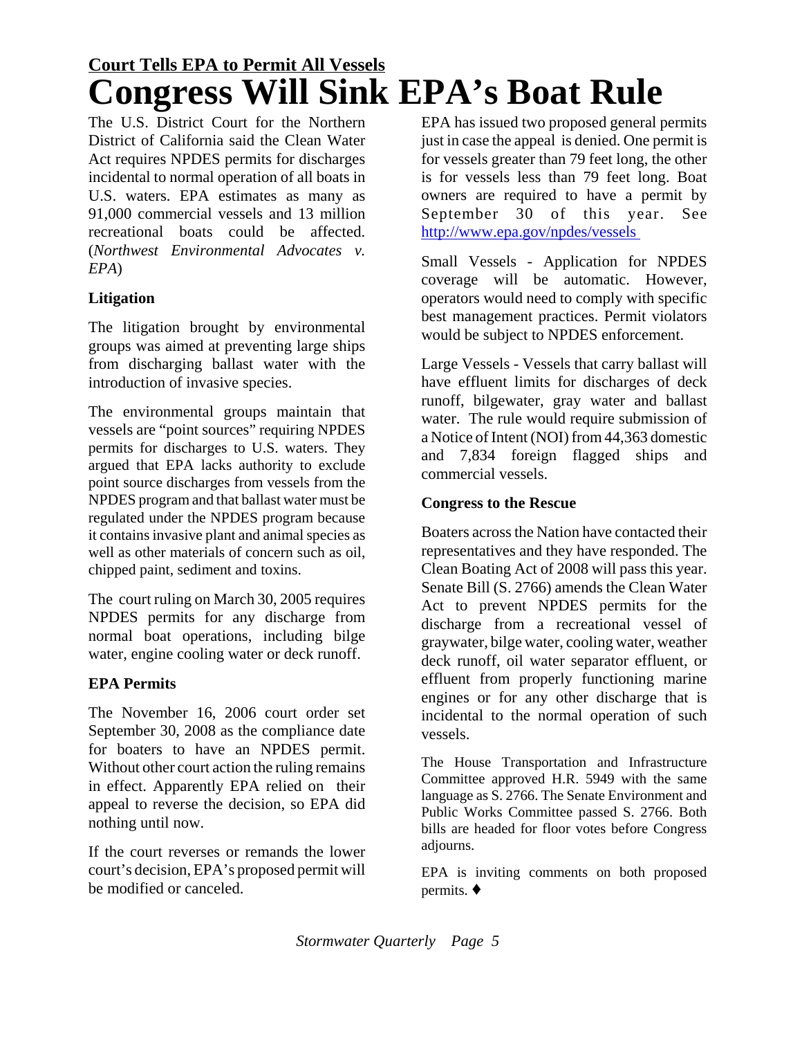**Court Tells EPA to Permit All Vessels**

# Congress Will Sink EPA's Boat Rule

The U.S. District Court for the Northern District of California said the Clean Water Act requires NPDES permits for discharges incidental to normal operation of all boats in U.S. waters. EPA estimates as many as 91,000 commercial vessels and 13 million recreational boats could be affected. (*Northwest Environmental Advocates v. EPA*)

### Litigation

The litigation brought by environmental groups was aimed at preventing large ships from discharging ballast water with the introduction of invasive species.

The environmental groups maintain that vessels are "point sources" requiring NPDES permits for discharges to U.S. waters. They argued that EPA lacks authority to exclude point source discharges from vessels from the NPDES program and that ballast water must be regulated under the NPDES program because it contains invasive plant and animal species as well as other materials of concern such as oil, chipped paint, sediment and toxins.

The court ruling on March 30, 2005 requires NPDES permits for any discharge from normal boat operations, including bilge water, engine cooling water or deck runoff.

### EPA Permits

The November 16, 2006 court order set September 30, 2008 as the compliance date for boaters to have an NPDES permit. Without other court action the ruling remains in effect. Apparently EPA relied on their appeal to reverse the decision, so EPA did nothing until now.

If the court reverses or remands the lower court's decision, EPA's proposed permit will be modified or canceled.

EPA has issued two proposed general permits just in case the appeal is denied. One permit is for vessels greater than 79 feet long, the other is for vessels less than 79 feet long. Boat owners are required to have a permit by September 30 of this year. See http://www.epa.gov/npdes/vessels

Small Vessels - Application for NPDES coverage will be automatic. However, operators would need to comply with specific best management practices. Permit violators would be subject to NPDES enforcement.

Large Vessels - Vessels that carry ballast will have effluent limits for discharges of deck runoff, bilgewater, gray water and ballast water. The rule would require submission of a Notice of Intent (NOI) from 44,363 domestic and 7,834 foreign flagged ships and commercial vessels.

### Congress to the Rescue

Boaters across the Nation have contacted their representatives and they have responded. The Clean Boating Act of 2008 will pass this year. Senate Bill (S. 2766) amends the Clean Water Act to prevent NPDES permits for the discharge from a recreational vessel of graywater, bilge water, cooling water, weather deck runoff, oil water separator effluent, or effluent from properly functioning marine engines or for any other discharge that is incidental to the normal operation of such vessels.

The House Transportation and Infrastructure Committee approved H.R. 5949 with the same language as S. 2766. The Senate Environment and Public Works Committee passed S. 2766. Both bills are headed for floor votes before Congress adjourns.

EPA is inviting comments on both proposed permits. ♦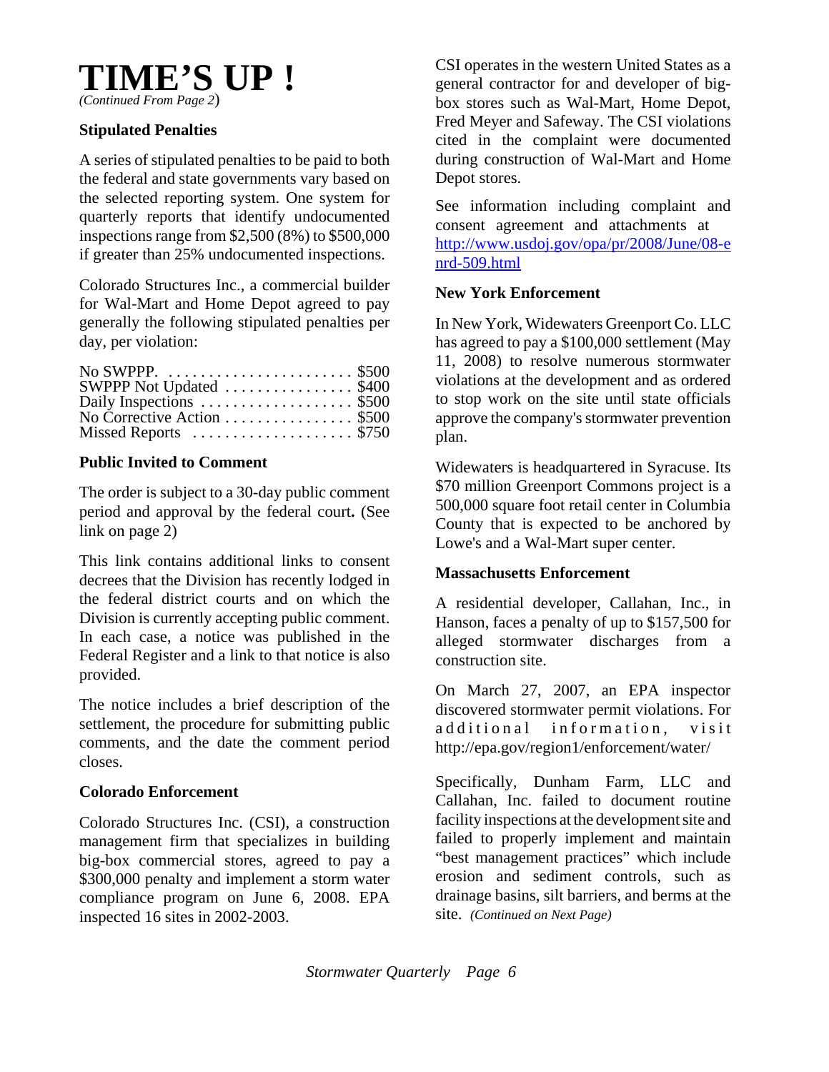# TIME'S UP !

*(Continued From Page 2)*

**Stipulated Penalties**

A series of stipulated penalties to be paid to both the federal and state governments vary based on the selected reporting system. One system for quarterly reports that identify undocumented inspections range from $2,500 (8%) to $500,000 if greater than 25% undocumented inspections.

Colorado Structures Inc., a commercial builder for Wal-Mart and Home Depot agreed to pay generally the following stipulated penalties per day, per violation:

| | |
|---|---|
| No SWPPP. | $500 |
| SWPPP Not Updated | $400 |
| Daily Inspections | $500 |
| No Corrective Action | $500 |
| Missed Reports | $750 |

**Public Invited to Comment**

The order is subject to a 30-day public comment period and approval by the federal court**.** (See link on page 2)

This link contains additional links to consent decrees that the Division has recently lodged in the federal district courts and on which the Division is currently accepting public comment. In each case, a notice was published in the Federal Register and a link to that notice is also provided.

The notice includes a brief description of the settlement, the procedure for submitting public comments, and the date the comment period closes.

**Colorado Enforcement**

Colorado Structures Inc. (CSI), a construction management firm that specializes in building big-box commercial stores, agreed to pay a $300,000 penalty and implement a storm water compliance program on June 6, 2008. EPA inspected 16 sites in 2002-2003.

CSI operates in the western United States as a general contractor for and developer of big-box stores such as Wal-Mart, Home Depot, Fred Meyer and Safeway. The CSI violations cited in the complaint were documented during construction of Wal-Mart and Home Depot stores.

See information including complaint and consent agreement and attachments at http://www.usdoj.gov/opa/pr/2008/June/08-enrd-509.html

**New York Enforcement**

In New York, Widewaters Greenport Co. LLC has agreed to pay a $100,000 settlement (May 11, 2008) to resolve numerous stormwater violations at the development and as ordered to stop work on the site until state officials approve the company's stormwater prevention plan.

Widewaters is headquartered in Syracuse. Its $70 million Greenport Commons project is a 500,000 square foot retail center in Columbia County that is expected to be anchored by Lowe's and a Wal-Mart super center.

**Massachusetts Enforcement**

A residential developer, Callahan, Inc., in Hanson, faces a penalty of up to $157,500 for alleged stormwater discharges from a construction site.

On March 27, 2007, an EPA inspector discovered stormwater permit violations. For additional information, visit http://epa.gov/region1/enforcement/water/

Specifically, Dunham Farm, LLC and Callahan, Inc. failed to document routine facility inspections at the development site and failed to properly implement and maintain "best management practices" which include erosion and sediment controls, such as drainage basins, silt barriers, and berms at the site. *(Continued on Next Page)*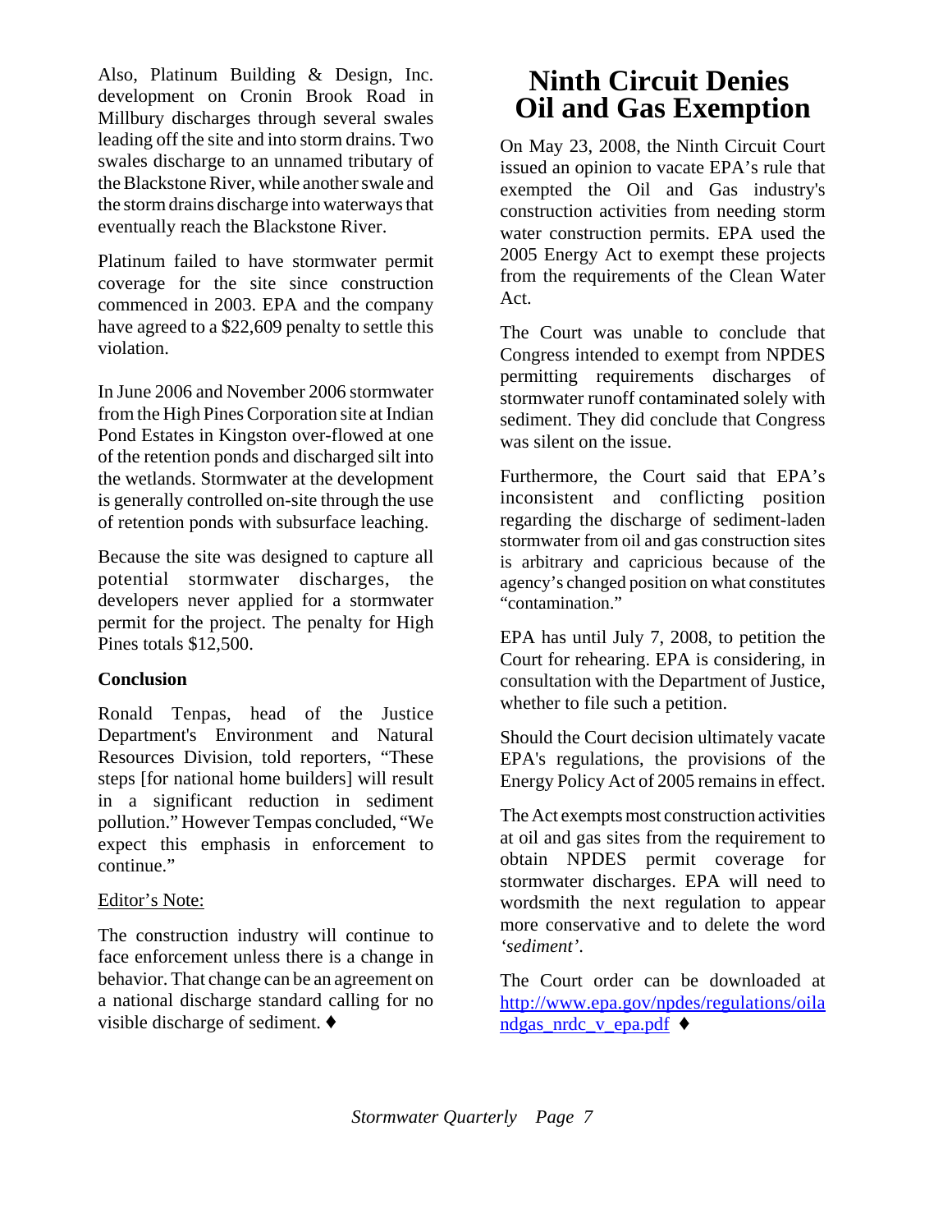Also, Platinum Building & Design, Inc. development on Cronin Brook Road in Millbury discharges through several swales leading off the site and into storm drains. Two swales discharge to an unnamed tributary of the Blackstone River, while another swale and the storm drains discharge into waterways that eventually reach the Blackstone River.

Platinum failed to have stormwater permit coverage for the site since construction commenced in 2003. EPA and the company have agreed to a $22,609 penalty to settle this violation.

In June 2006 and November 2006 stormwater from the High Pines Corporation site at Indian Pond Estates in Kingston over-flowed at one of the retention ponds and discharged silt into the wetlands. Stormwater at the development is generally controlled on-site through the use of retention ponds with subsurface leaching.

Because the site was designed to capture all potential stormwater discharges, the developers never applied for a stormwater permit for the project. The penalty for High Pines totals $12,500.

**Conclusion**

Ronald Tenpas, head of the Justice Department's Environment and Natural Resources Division, told reporters, "These steps [for national home builders] will result in a significant reduction in sediment pollution." However Tempas concluded, "We expect this emphasis in enforcement to continue."

Editor's Note:

The construction industry will continue to face enforcement unless there is a change in behavior. That change can be an agreement on a national discharge standard calling for no visible discharge of sediment. ♦

# Ninth Circuit Denies Oil and Gas Exemption

On May 23, 2008, the Ninth Circuit Court issued an opinion to vacate EPA's rule that exempted the Oil and Gas industry's construction activities from needing storm water construction permits. EPA used the 2005 Energy Act to exempt these projects from the requirements of the Clean Water Act.

The Court was unable to conclude that Congress intended to exempt from NPDES permitting requirements discharges of stormwater runoff contaminated solely with sediment. They did conclude that Congress was silent on the issue.

Furthermore, the Court said that EPA's inconsistent and conflicting position regarding the discharge of sediment-laden stormwater from oil and gas construction sites is arbitrary and capricious because of the agency's changed position on what constitutes "contamination."

EPA has until July 7, 2008, to petition the Court for rehearing. EPA is considering, in consultation with the Department of Justice, whether to file such a petition.

Should the Court decision ultimately vacate EPA's regulations, the provisions of the Energy Policy Act of 2005 remains in effect.

The Act exempts most construction activities at oil and gas sites from the requirement to obtain NPDES permit coverage for stormwater discharges. EPA will need to wordsmith the next regulation to appear more conservative and to delete the word *'sediment'*.

The Court order can be downloaded at http://www.epa.gov/npdes/regulations/oilandgas_nrdc_v_epa.pdf ♦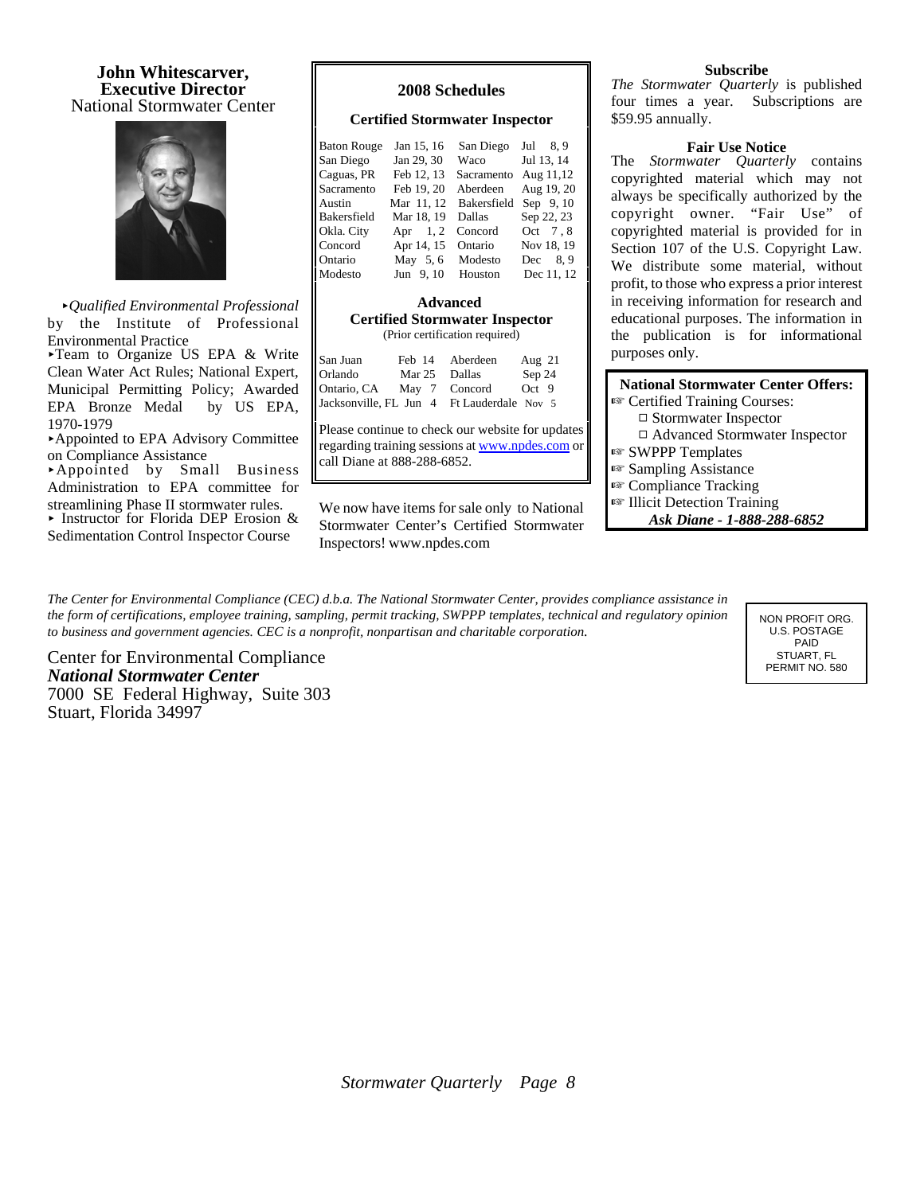**John Whitescarver, Executive Director**
National Stormwater Center

▸*Qualified Environmental Professional* by the Institute of Professional Environmental Practice
▸Team to Organize US EPA & Write Clean Water Act Rules; National Expert, Municipal Permitting Policy; Awarded EPA Bronze Medal by US EPA, 1970-1979
▸Appointed to EPA Advisory Committee on Compliance Assistance
▸Appointed by Small Business Administration to EPA committee for streamlining Phase II stormwater rules.
▸ Instructor for Florida DEP Erosion & Sedimentation Control Inspector Course

## 2008 Schedules

### Certified Stormwater Inspector

| | | | |
|---|---|---|---|
| Baton Rouge | Jan 15, 16 | San Diego | Jul 8, 9 |
| San Diego | Jan 29, 30 | Waco | Jul 13, 14 |
| Caguas, PR | Feb 12, 13 | Sacramento | Aug 11,12 |
| Sacramento | Feb 19, 20 | Aberdeen | Aug 19, 20 |
| Austin | Mar 11, 12 | Bakersfield | Sep 9, 10 |
| Bakersfield | Mar 18, 19 | Dallas | Sep 22, 23 |
| Okla. City | Apr 1, 2 | Concord | Oct 7 , 8 |
| Concord | Apr 14, 15 | Ontario | Nov 18, 19 |
| Ontario | May 5, 6 | Modesto | Dec 8, 9 |
| Modesto | Jun 9, 10 | Houston | Dec 11, 12 |

### Advanced Certified Stormwater Inspector

(Prior certification required)

| | | | |
|---|---|---|---|
| San Juan | Feb 14 | Aberdeen | Aug 21 |
| Orlando | Mar 25 | Dallas | Sep 24 |
| Ontario, CA | May 7 | Concord | Oct 9 |
| Jacksonville, FL | Jun 4 | Ft Lauderdale | Nov 5 |

Please continue to check our website for updates regarding training sessions at www.npdes.com or call Diane at 888-288-6852.

We now have items for sale only to National Stormwater Center's Certified Stormwater Inspectors! www.npdes.com

**Subscribe**

*The Stormwater Quarterly* is published four times a year. Subscriptions are $59.95 annually.

**Fair Use Notice**

The *Stormwater Quarterly* contains copyrighted material which may not always be specifically authorized by the copyright owner. "Fair Use" of copyrighted material is provided for in Section 107 of the U.S. Copyright Law. We distribute some material, without profit, to those who express a prior interest in receiving information for research and educational purposes. The information in the publication is for informational purposes only.

**National Stormwater Center Offers:**

- Certified Training Courses:
  - Stormwater Inspector
  - Advanced Stormwater Inspector
- SWPPP Templates
- Sampling Assistance
- Compliance Tracking
- Illicit Detection Training

***Ask Diane - 1-888-288-6852***

*The Center for Environmental Compliance (CEC) d.b.a. The National Stormwater Center, provides compliance assistance in the form of certifications, employee training, sampling, permit tracking, SWPPP templates, technical and regulatory opinion to business and government agencies. CEC is a nonprofit, nonpartisan and charitable corporation.*

Center for Environmental Compliance
***National Stormwater Center***
7000 SE Federal Highway, Suite 303
Stuart, Florida 34997

NON PROFIT ORG.
U.S. POSTAGE
PAID
STUART, FL
PERMIT NO. 580